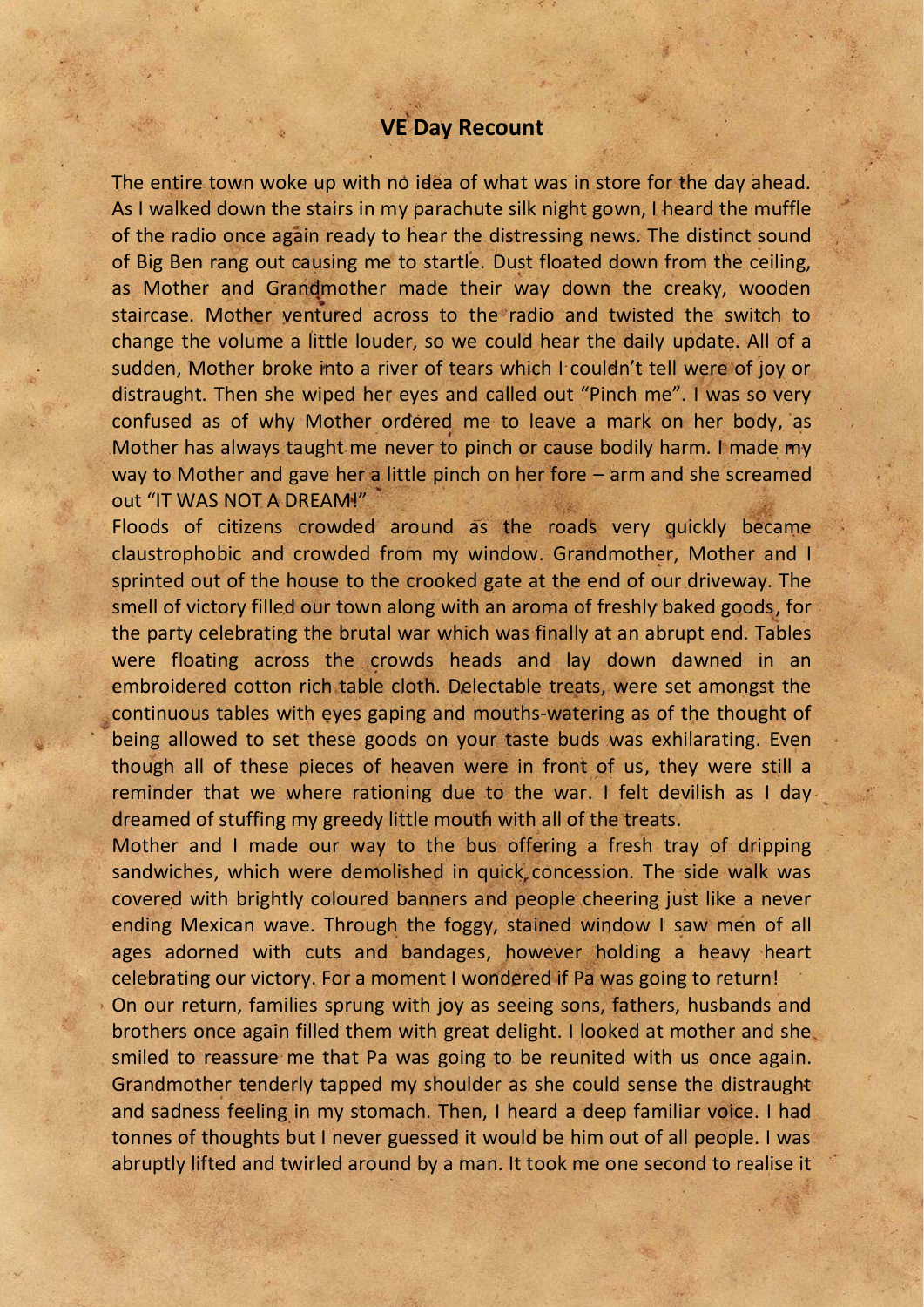## VE Day Recount

The entire town woke up with no idea of what was in store for the day ahead. As I walked down the stairs in my parachute silk night gown, I heard the muffle of the radio once again ready to hear the distressing news. The distinct sound of Big Ben rang out causing me to startle. Dust floated down from the ceiling, as Mother and Grandmother made their way down the creaky, wooden staircase. Mother ventured across to the radio and twisted the switch to change the volume a little louder, so we could hear the daily update. All of a sudden, Mother broke into a river of tears which I couldn't tell were of joy or distraught. Then she wiped her eyes and called out "Pinch me". I was so very confused as of why Mother ordered me to leave a mark on her body, as Mother has always taught me never to pinch or cause bodily harm. I made my way to Mother and gave her a little pinch on her fore – arm and she screamed out "IT WAS NOT A DREAM!"

Floods of citizens crowded around as the roads very quickly became claustrophobic and crowded from my window. Grandmother, Mother and I sprinted out of the house to the crooked gate at the end of our driveway. The smell of victory filled our town along with an aroma of freshly baked goods, for the party celebrating the brutal war which was finally at an abrupt end. Tables were floating across the crowds heads and lay down dawned in an embroidered cotton rich table cloth. Delectable treats, were set amongst the continuous tables with eyes gaping and mouths-watering as of the thought of being allowed to set these goods on your taste buds was exhilarating. Even though all of these pieces of heaven were in front of us, they were still a reminder that we where rationing due to the war. I felt devilish as I day dreamed of stuffing my greedy little mouth with all of the treats.

Mother and I made our way to the bus offering a fresh tray of dripping sandwiches, which were demolished in quick concession. The side walk was covered with brightly coloured banners and people cheering just like a never ending Mexican wave. Through the foggy, stained window I saw men of all ages adorned with cuts and bandages, however holding a heavy heart celebrating our victory. For a moment I wondered if Pa was going to return!

On our return, families sprung with joy as seeing sons, fathers, husbands and brothers once again filled them with great delight. I looked at mother and she smiled to reassure me that Pa was going to be reunited with us once again. Grandmother tenderly tapped my shoulder as she could sense the distraught and sadness feeling in my stomach. Then, I heard a deep familiar voice. I had tonnes of thoughts but I never guessed it would be him out of all people. I was abruptly lifted and twirled around by a man. It took me one second to realise it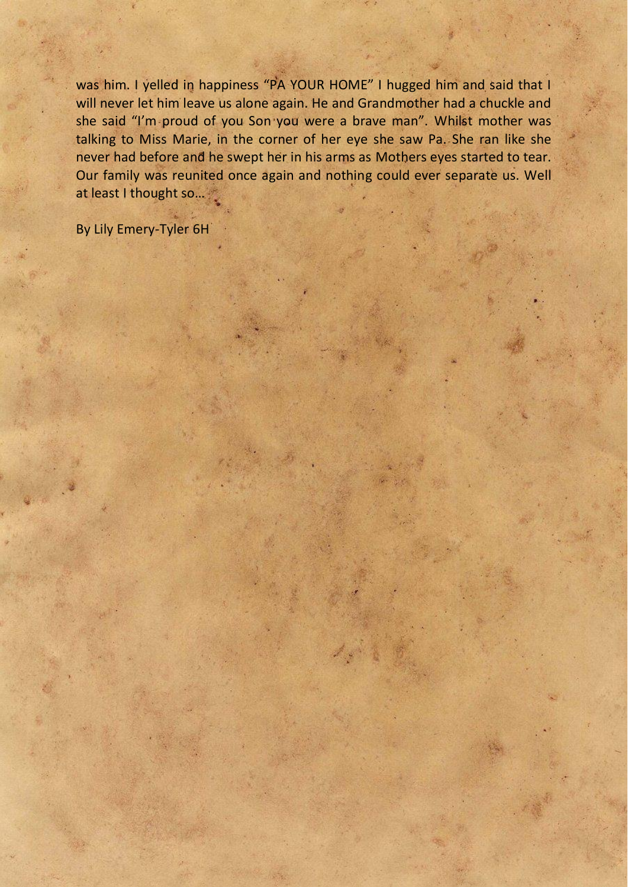was him. I yelled in happiness "PA YOUR HOME" I hugged him and said that I will never let him leave us alone again. He and Grandmother had a chuckle and she said "I'm proud of you Son you were a brave man". Whilst mother was talking to Miss Marie, in the corner of her eye she saw Pa. She ran like she never had before and he swept her in his arms as Mothers eyes started to tear. Our family was reunited once again and nothing could ever separate us. Well at least I thought so…

By Lily Emery-Tyler 6H